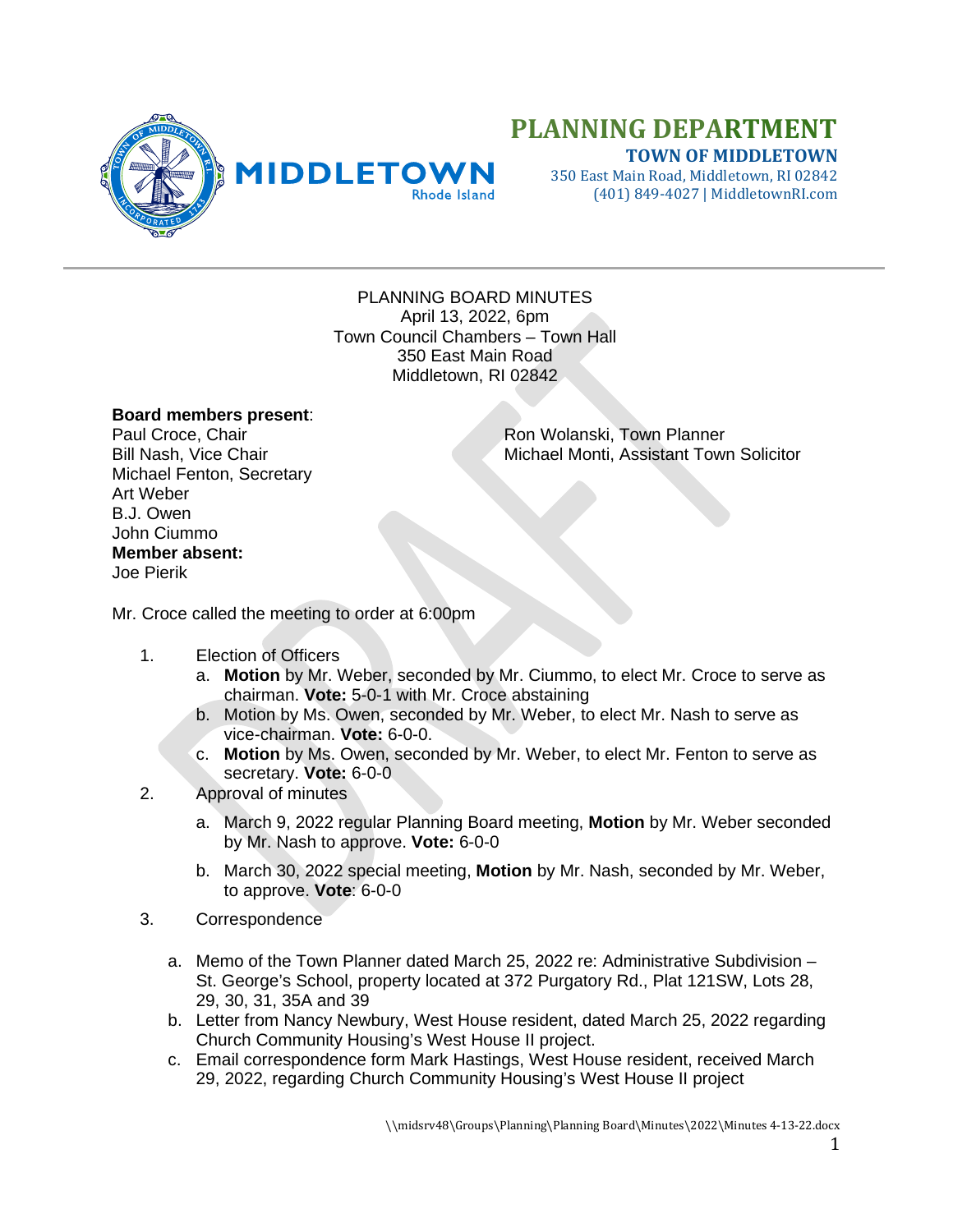# PLANNING DEPARTMENT

**TOWN OF MIDDLETOWN**
350 East Main Road, Middletown, RI 02842
(401) 849-4027 | MiddletownRI.com

---

PLANNING BOARD MINUTES
April 13, 2022, 6pm
Town Council Chambers – Town Hall
350 East Main Road
Middletown, RI 02842

**Board members present**:
Paul Croce, Chair
Bill Nash, Vice Chair
Michael Fenton, Secretary
Art Weber
B.J. Owen
John Ciummo

Ron Wolanski, Town Planner
Michael Monti, Assistant Town Solicitor

**Member absent:**
Joe Pierik

Mr. Croce called the meeting to order at 6:00pm

1. Election of Officers
   a. **Motion** by Mr. Weber, seconded by Mr. Ciummo, to elect Mr. Croce to serve as chairman. **Vote:** 5-0-1 with Mr. Croce abstaining
   b. Motion by Ms. Owen, seconded by Mr. Weber, to elect Mr. Nash to serve as vice-chairman. **Vote:** 6-0-0.
   c. **Motion** by Ms. Owen, seconded by Mr. Weber, to elect Mr. Fenton to serve as secretary. **Vote:** 6-0-0
2. Approval of minutes
   a. March 9, 2022 regular Planning Board meeting, **Motion** by Mr. Weber seconded by Mr. Nash to approve. **Vote:** 6-0-0
   b. March 30, 2022 special meeting, **Motion** by Mr. Nash, seconded by Mr. Weber, to approve. **Vote**: 6-0-0
3. Correspondence
   a. Memo of the Town Planner dated March 25, 2022 re: Administrative Subdivision – St. George's School, property located at 372 Purgatory Rd., Plat 121SW, Lots 28, 29, 30, 31, 35A and 39
   b. Letter from Nancy Newbury, West House resident, dated March 25, 2022 regarding Church Community Housing's West House II project.
   c. Email correspondence form Mark Hastings, West House resident, received March 29, 2022, regarding Church Community Housing's West House II project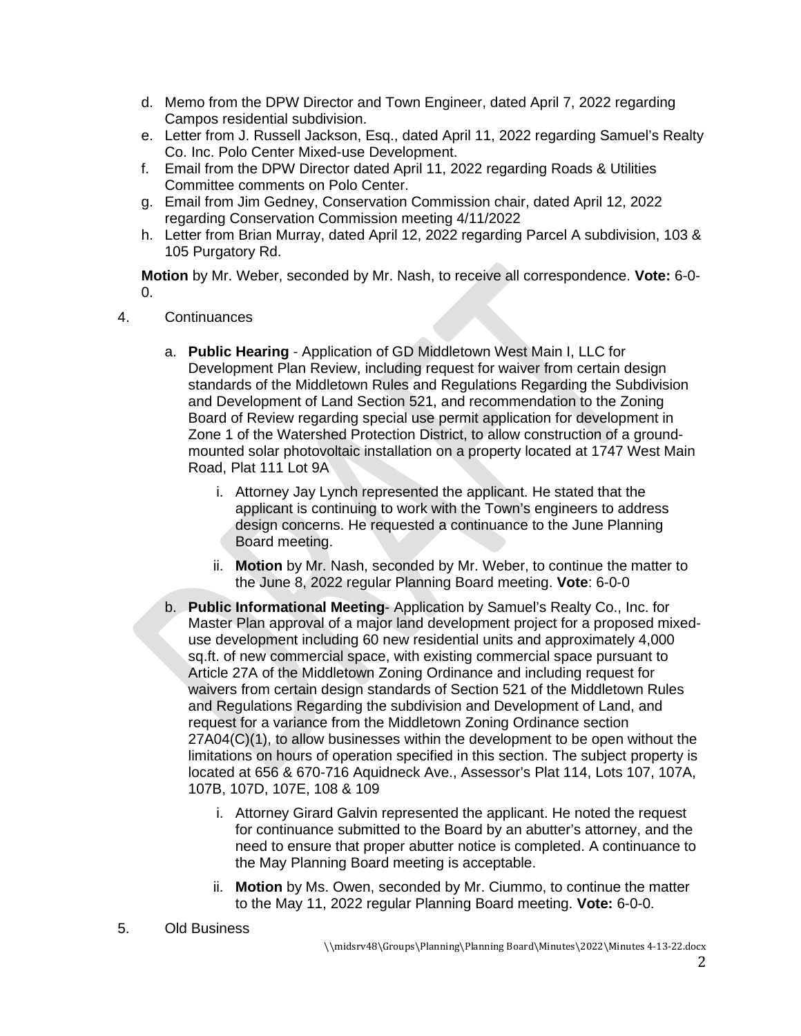d. Memo from the DPW Director and Town Engineer, dated April 7, 2022 regarding Campos residential subdivision.
e. Letter from J. Russell Jackson, Esq., dated April 11, 2022 regarding Samuel's Realty Co. Inc. Polo Center Mixed-use Development.
f. Email from the DPW Director dated April 11, 2022 regarding Roads & Utilities Committee comments on Polo Center.
g. Email from Jim Gedney, Conservation Commission chair, dated April 12, 2022 regarding Conservation Commission meeting 4/11/2022
h. Letter from Brian Murray, dated April 12, 2022 regarding Parcel A subdivision, 103 & 105 Purgatory Rd.

**Motion** by Mr. Weber, seconded by Mr. Nash, to receive all correspondence. **Vote:** 6-0-0.

4. Continuances

   a. **Public Hearing** - Application of GD Middletown West Main I, LLC for Development Plan Review, including request for waiver from certain design standards of the Middletown Rules and Regulations Regarding the Subdivision and Development of Land Section 521, and recommendation to the Zoning Board of Review regarding special use permit application for development in Zone 1 of the Watershed Protection District, to allow construction of a ground-mounted solar photovoltaic installation on a property located at 1747 West Main Road, Plat 111 Lot 9A

      i. Attorney Jay Lynch represented the applicant. He stated that the applicant is continuing to work with the Town's engineers to address design concerns. He requested a continuance to the June Planning Board meeting.
      ii. **Motion** by Mr. Nash, seconded by Mr. Weber, to continue the matter to the June 8, 2022 regular Planning Board meeting. **Vote**: 6-0-0

   b. **Public Informational Meeting**- Application by Samuel's Realty Co., Inc. for Master Plan approval of a major land development project for a proposed mixed-use development including 60 new residential units and approximately 4,000 sq.ft. of new commercial space, with existing commercial space pursuant to Article 27A of the Middletown Zoning Ordinance and including request for waivers from certain design standards of Section 521 of the Middletown Rules and Regulations Regarding the subdivision and Development of Land, and request for a variance from the Middletown Zoning Ordinance section 27A04(C)(1), to allow businesses within the development to be open without the limitations on hours of operation specified in this section. The subject property is located at 656 & 670-716 Aquidneck Ave., Assessor's Plat 114, Lots 107, 107A, 107B, 107D, 107E, 108 & 109

      i. Attorney Girard Galvin represented the applicant. He noted the request for continuance submitted to the Board by an abutter's attorney, and the need to ensure that proper abutter notice is completed. A continuance to the May Planning Board meeting is acceptable.
      ii. **Motion** by Ms. Owen, seconded by Mr. Ciummo, to continue the matter to the May 11, 2022 regular Planning Board meeting. **Vote:** 6-0-0.

5. Old Business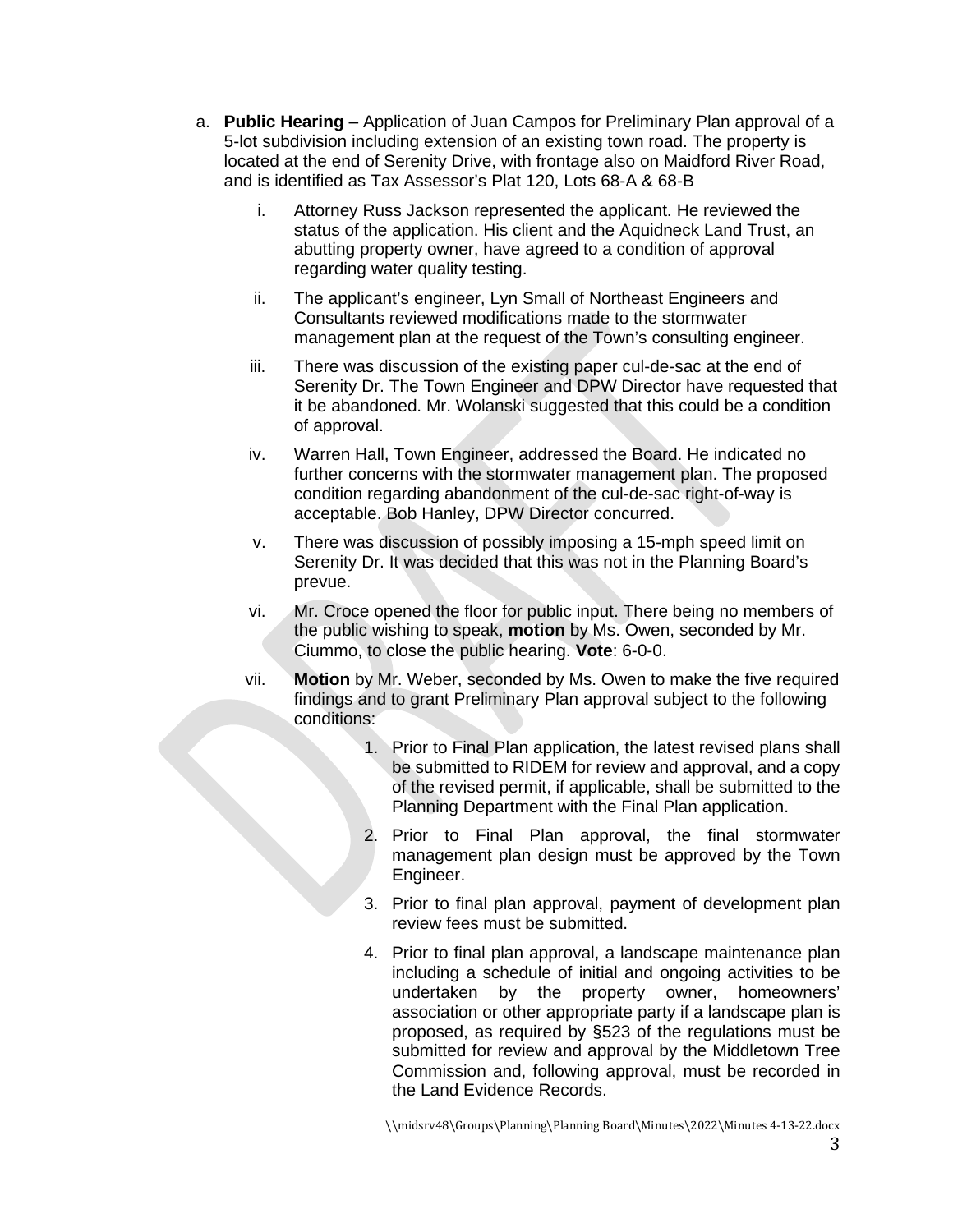a. **Public Hearing** – Application of Juan Campos for Preliminary Plan approval of a 5-lot subdivision including extension of an existing town road. The property is located at the end of Serenity Drive, with frontage also on Maidford River Road, and is identified as Tax Assessor's Plat 120, Lots 68-A & 68-B

   i. Attorney Russ Jackson represented the applicant. He reviewed the status of the application. His client and the Aquidneck Land Trust, an abutting property owner, have agreed to a condition of approval regarding water quality testing.

   ii. The applicant's engineer, Lyn Small of Northeast Engineers and Consultants reviewed modifications made to the stormwater management plan at the request of the Town's consulting engineer.

   iii. There was discussion of the existing paper cul-de-sac at the end of Serenity Dr. The Town Engineer and DPW Director have requested that it be abandoned. Mr. Wolanski suggested that this could be a condition of approval.

   iv. Warren Hall, Town Engineer, addressed the Board. He indicated no further concerns with the stormwater management plan. The proposed condition regarding abandonment of the cul-de-sac right-of-way is acceptable. Bob Hanley, DPW Director concurred.

   v. There was discussion of possibly imposing a 15-mph speed limit on Serenity Dr. It was decided that this was not in the Planning Board's prevue.

   vi. Mr. Croce opened the floor for public input. There being no members of the public wishing to speak, **motion** by Ms. Owen, seconded by Mr. Ciummo, to close the public hearing. **Vote**: 6-0-0.

   vii. **Motion** by Mr. Weber, seconded by Ms. Owen to make the five required findings and to grant Preliminary Plan approval subject to the following conditions:

      1. Prior to Final Plan application, the latest revised plans shall be submitted to RIDEM for review and approval, and a copy of the revised permit, if applicable, shall be submitted to the Planning Department with the Final Plan application.

      2. Prior to Final Plan approval, the final stormwater management plan design must be approved by the Town Engineer.

      3. Prior to final plan approval, payment of development plan review fees must be submitted.

      4. Prior to final plan approval, a landscape maintenance plan including a schedule of initial and ongoing activities to be undertaken by the property owner, homeowners' association or other appropriate party if a landscape plan is proposed, as required by §523 of the regulations must be submitted for review and approval by the Middletown Tree Commission and, following approval, must be recorded in the Land Evidence Records.

\\midsrv48\Groups\Planning\Planning Board\Minutes\2022\Minutes 4-13-22.docx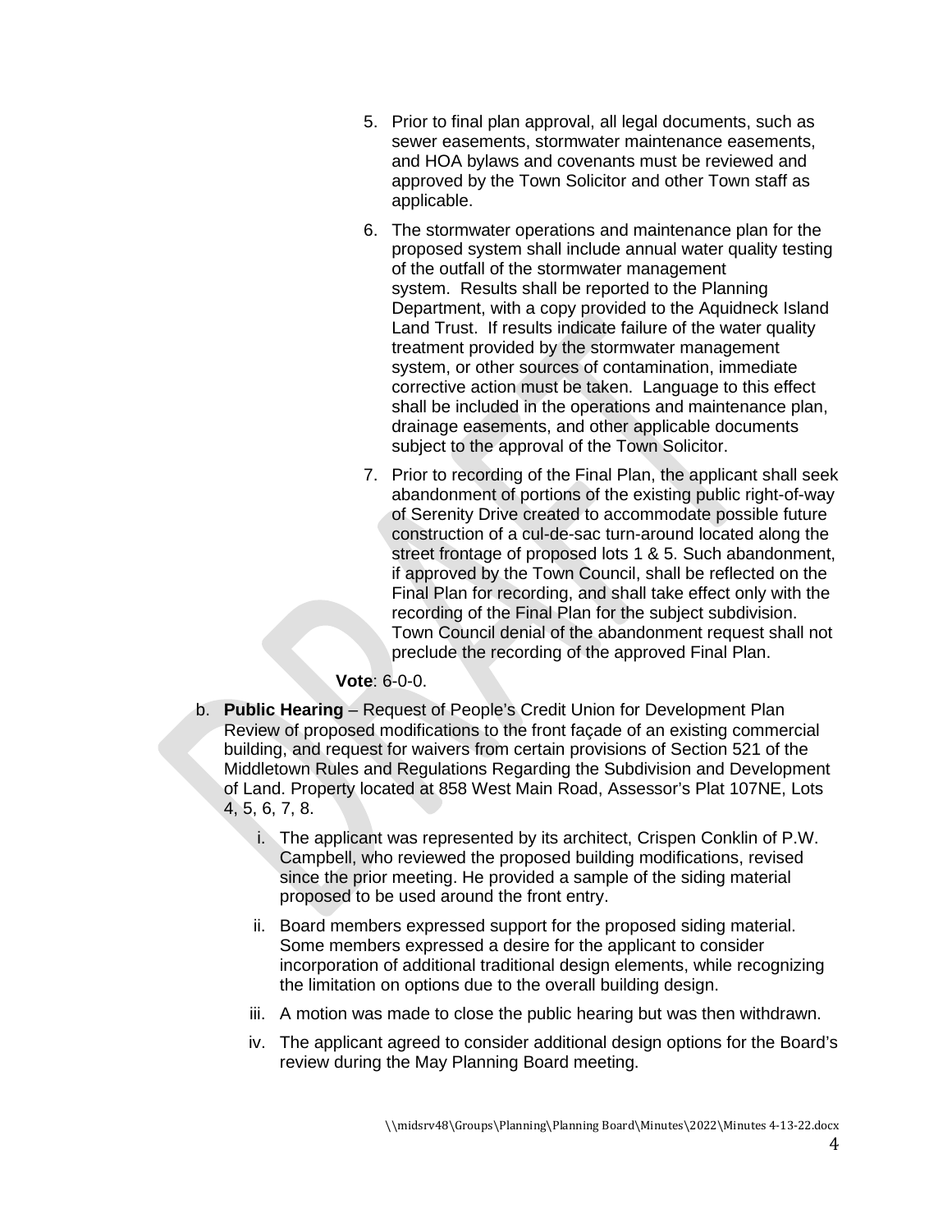5. Prior to final plan approval, all legal documents, such as sewer easements, stormwater maintenance easements, and HOA bylaws and covenants must be reviewed and approved by the Town Solicitor and other Town staff as applicable.

6. The stormwater operations and maintenance plan for the proposed system shall include annual water quality testing of the outfall of the stormwater management system. Results shall be reported to the Planning Department, with a copy provided to the Aquidneck Island Land Trust. If results indicate failure of the water quality treatment provided by the stormwater management system, or other sources of contamination, immediate corrective action must be taken. Language to this effect shall be included in the operations and maintenance plan, drainage easements, and other applicable documents subject to the approval of the Town Solicitor.

7. Prior to recording of the Final Plan, the applicant shall seek abandonment of portions of the existing public right-of-way of Serenity Drive created to accommodate possible future construction of a cul-de-sac turn-around located along the street frontage of proposed lots 1 & 5. Such abandonment, if approved by the Town Council, shall be reflected on the Final Plan for recording, and shall take effect only with the recording of the Final Plan for the subject subdivision. Town Council denial of the abandonment request shall not preclude the recording of the approved Final Plan.

**Vote**: 6-0-0.

b. **Public Hearing** – Request of People's Credit Union for Development Plan Review of proposed modifications to the front façade of an existing commercial building, and request for waivers from certain provisions of Section 521 of the Middletown Rules and Regulations Regarding the Subdivision and Development of Land. Property located at 858 West Main Road, Assessor's Plat 107NE, Lots 4, 5, 6, 7, 8.

   i. The applicant was represented by its architect, Crispen Conklin of P.W. Campbell, who reviewed the proposed building modifications, revised since the prior meeting. He provided a sample of the siding material proposed to be used around the front entry.

   ii. Board members expressed support for the proposed siding material. Some members expressed a desire for the applicant to consider incorporation of additional traditional design elements, while recognizing the limitation on options due to the overall building design.

   iii. A motion was made to close the public hearing but was then withdrawn.

   iv. The applicant agreed to consider additional design options for the Board's review during the May Planning Board meeting.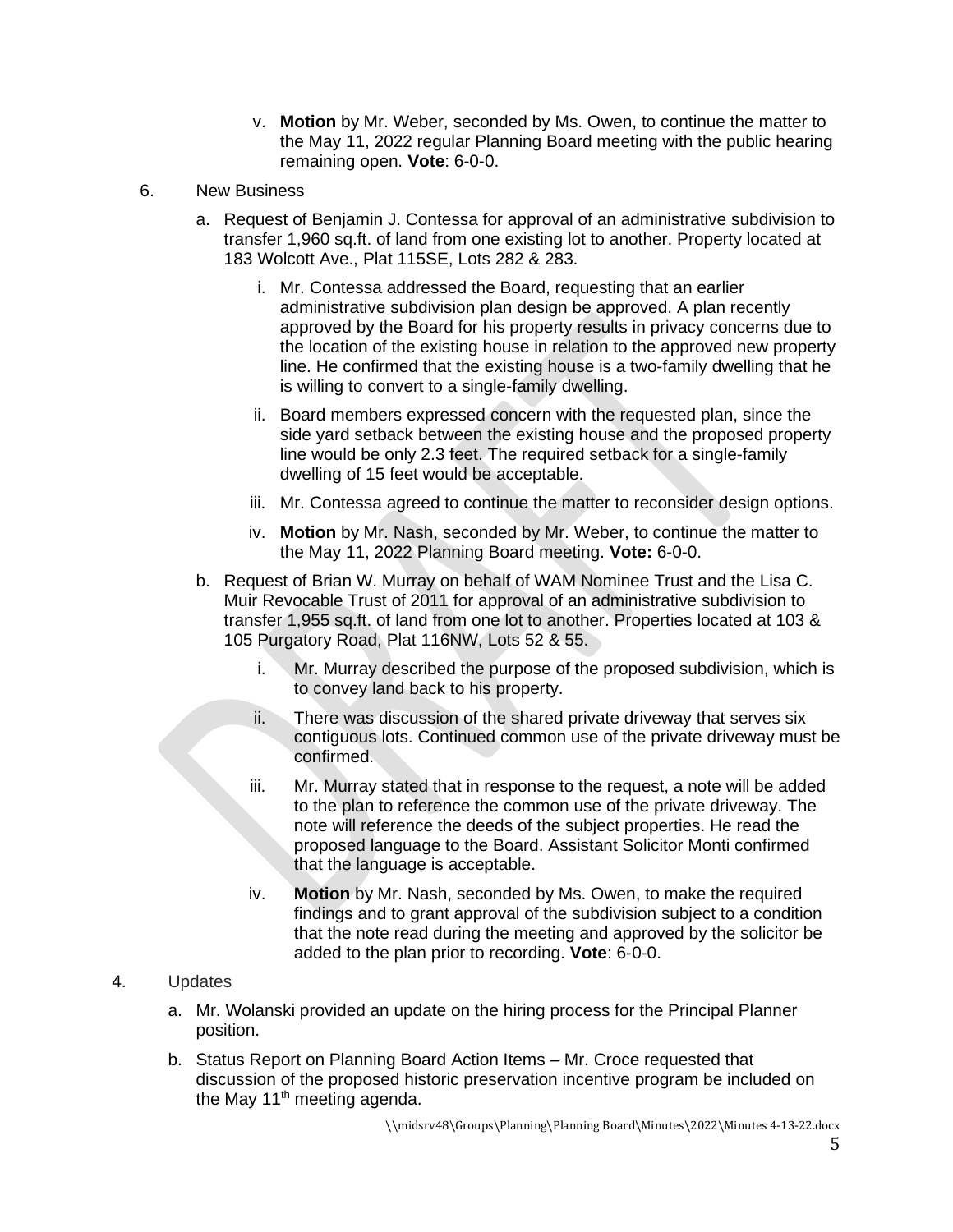v. **Motion** by Mr. Weber, seconded by Ms. Owen, to continue the matter to the May 11, 2022 regular Planning Board meeting with the public hearing remaining open. **Vote**: 6-0-0.

6. New Business

   a. Request of Benjamin J. Contessa for approval of an administrative subdivision to transfer 1,960 sq.ft. of land from one existing lot to another. Property located at 183 Wolcott Ave., Plat 115SE, Lots 282 & 283.

      i. Mr. Contessa addressed the Board, requesting that an earlier administrative subdivision plan design be approved. A plan recently approved by the Board for his property results in privacy concerns due to the location of the existing house in relation to the approved new property line. He confirmed that the existing house is a two-family dwelling that he is willing to convert to a single-family dwelling.

      ii. Board members expressed concern with the requested plan, since the side yard setback between the existing house and the proposed property line would be only 2.3 feet. The required setback for a single-family dwelling of 15 feet would be acceptable.

      iii. Mr. Contessa agreed to continue the matter to reconsider design options.

      iv. **Motion** by Mr. Nash, seconded by Mr. Weber, to continue the matter to the May 11, 2022 Planning Board meeting. **Vote:** 6-0-0.

   b. Request of Brian W. Murray on behalf of WAM Nominee Trust and the Lisa C. Muir Revocable Trust of 2011 for approval of an administrative subdivision to transfer 1,955 sq.ft. of land from one lot to another. Properties located at 103 & 105 Purgatory Road, Plat 116NW, Lots 52 & 55.

      i. Mr. Murray described the purpose of the proposed subdivision, which is to convey land back to his property.

      ii. There was discussion of the shared private driveway that serves six contiguous lots. Continued common use of the private driveway must be confirmed.

      iii. Mr. Murray stated that in response to the request, a note will be added to the plan to reference the common use of the private driveway. The note will reference the deeds of the subject properties. He read the proposed language to the Board. Assistant Solicitor Monti confirmed that the language is acceptable.

      iv. **Motion** by Mr. Nash, seconded by Ms. Owen, to make the required findings and to grant approval of the subdivision subject to a condition that the note read during the meeting and approved by the solicitor be added to the plan prior to recording. **Vote**: 6-0-0.

4. Updates

   a. Mr. Wolanski provided an update on the hiring process for the Principal Planner position.

   b. Status Report on Planning Board Action Items – Mr. Croce requested that discussion of the proposed historic preservation incentive program be included on the May 11th meeting agenda.

\\midsrv48\Groups\Planning\Planning Board\Minutes\2022\Minutes 4-13-22.docx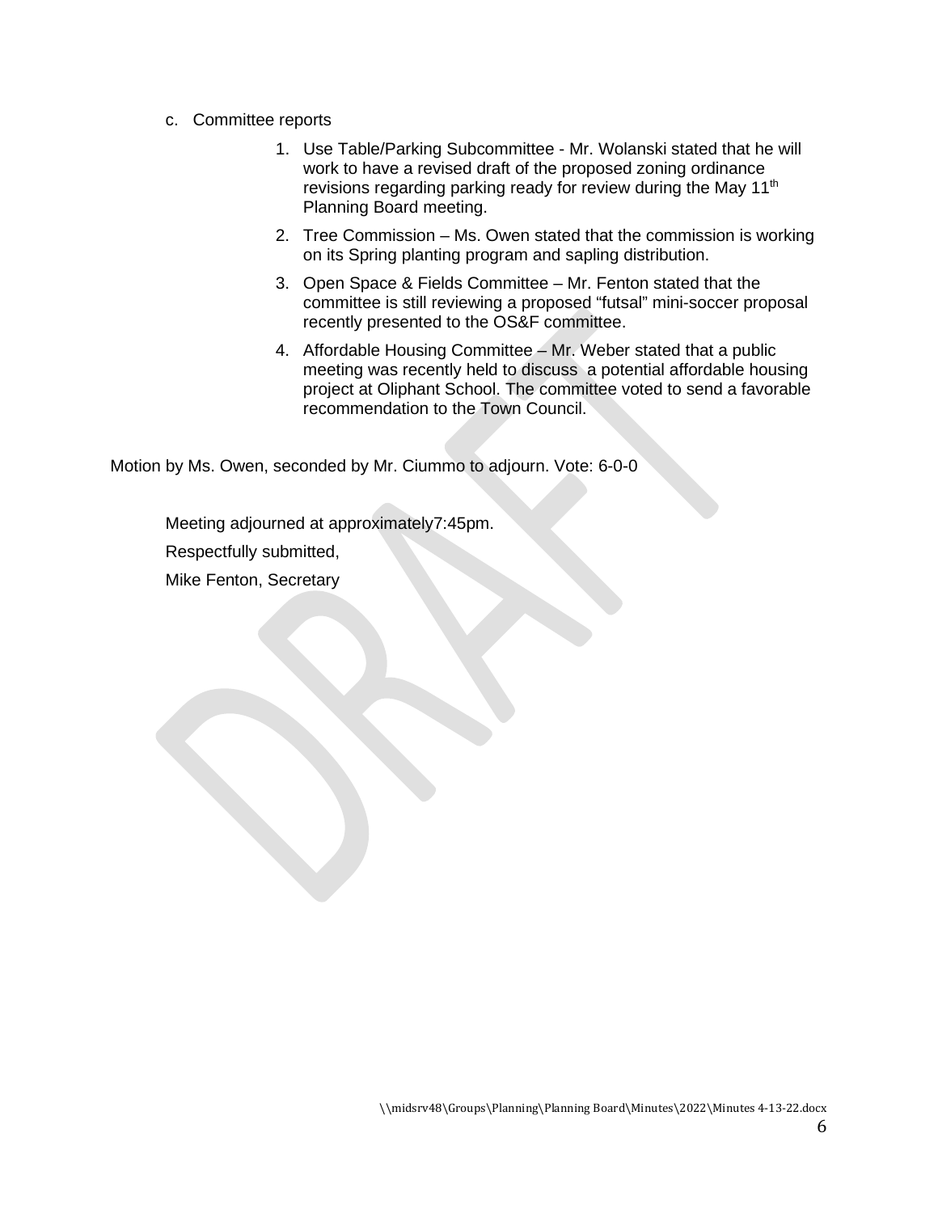c. Committee reports

1. Use Table/Parking Subcommittee - Mr. Wolanski stated that he will work to have a revised draft of the proposed zoning ordinance revisions regarding parking ready for review during the May 11th Planning Board meeting.
2. Tree Commission – Ms. Owen stated that the commission is working on its Spring planting program and sapling distribution.
3. Open Space & Fields Committee – Mr. Fenton stated that the committee is still reviewing a proposed "futsal" mini-soccer proposal recently presented to the OS&F committee.
4. Affordable Housing Committee – Mr. Weber stated that a public meeting was recently held to discuss a potential affordable housing project at Oliphant School. The committee voted to send a favorable recommendation to the Town Council.

Motion by Ms. Owen, seconded by Mr. Ciummo to adjourn. Vote: 6-0-0

Meeting adjourned at approximately7:45pm.

Respectfully submitted,

Mike Fenton, Secretary

\\midsrv48\Groups\Planning\Planning Board\Minutes\2022\Minutes 4-13-22.docx